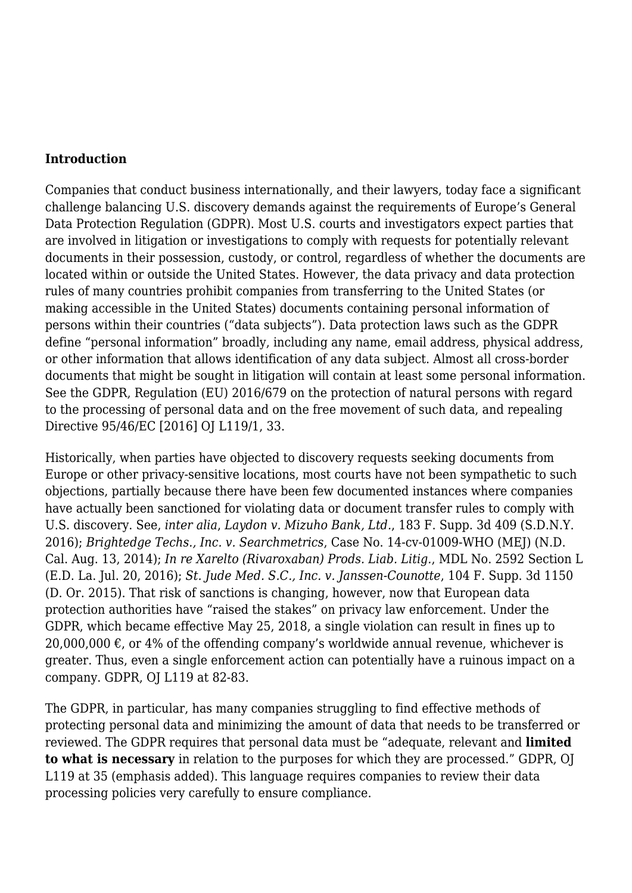**Introduction**

Companies that conduct business internationally, and their lawyers, today face a significant challenge balancing U.S. discovery demands against the requirements of Europe's General Data Protection Regulation (GDPR). Most U.S. courts and investigators expect parties that are involved in litigation or investigations to comply with requests for potentially relevant documents in their possession, custody, or control, regardless of whether the documents are located within or outside the United States. However, the data privacy and data protection rules of many countries prohibit companies from transferring to the United States (or making accessible in the United States) documents containing personal information of persons within their countries ("data subjects"). Data protection laws such as the GDPR define "personal information" broadly, including any name, email address, physical address, or other information that allows identification of any data subject. Almost all cross-border documents that might be sought in litigation will contain at least some personal information. See the GDPR, Regulation (EU) 2016/679 on the protection of natural persons with regard to the processing of personal data and on the free movement of such data, and repealing Directive 95/46/EC [2016] OJ L119/1, 33.

Historically, when parties have objected to discovery requests seeking documents from Europe or other privacy-sensitive locations, most courts have not been sympathetic to such objections, partially because there have been few documented instances where companies have actually been sanctioned for violating data or document transfer rules to comply with U.S. discovery. See, *inter alia*, *Laydon v. Mizuho Bank, Ltd.*, 183 F. Supp. 3d 409 (S.D.N.Y. 2016); *Brightedge Techs., Inc. v. Searchmetrics*, Case No. 14-cv-01009-WHO (MEJ) (N.D. Cal. Aug. 13, 2014); *In re Xarelto (Rivaroxaban) Prods. Liab. Litig.*, MDL No. 2592 Section L (E.D. La. Jul. 20, 2016); *St. Jude Med. S.C., Inc. v. Janssen-Counotte*, 104 F. Supp. 3d 1150 (D. Or. 2015). That risk of sanctions is changing, however, now that European data protection authorities have "raised the stakes" on privacy law enforcement. Under the GDPR, which became effective May 25, 2018, a single violation can result in fines up to 20,000,000 €, or 4% of the offending company's worldwide annual revenue, whichever is greater. Thus, even a single enforcement action can potentially have a ruinous impact on a company. GDPR, OJ L119 at 82-83.

The GDPR, in particular, has many companies struggling to find effective methods of protecting personal data and minimizing the amount of data that needs to be transferred or reviewed. The GDPR requires that personal data must be "adequate, relevant and **limited to what is necessary** in relation to the purposes for which they are processed." GDPR, OJ L119 at 35 (emphasis added). This language requires companies to review their data processing policies very carefully to ensure compliance.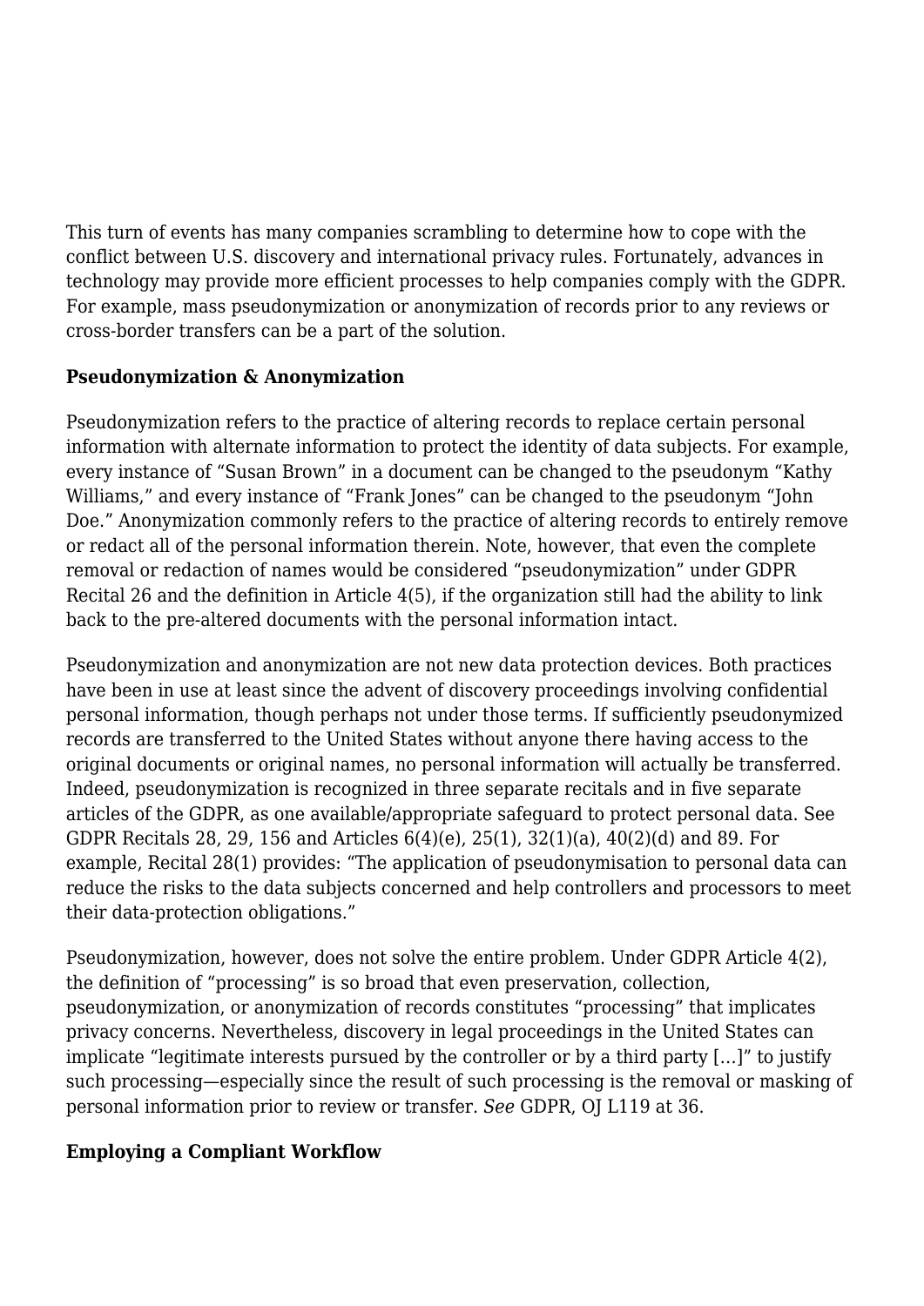This turn of events has many companies scrambling to determine how to cope with the conflict between U.S. discovery and international privacy rules. Fortunately, advances in technology may provide more efficient processes to help companies comply with the GDPR. For example, mass pseudonymization or anonymization of records prior to any reviews or cross-border transfers can be a part of the solution.

**Pseudonymization & Anonymization**

Pseudonymization refers to the practice of altering records to replace certain personal information with alternate information to protect the identity of data subjects. For example, every instance of "Susan Brown" in a document can be changed to the pseudonym "Kathy Williams," and every instance of "Frank Jones" can be changed to the pseudonym "John Doe." Anonymization commonly refers to the practice of altering records to entirely remove or redact all of the personal information therein. Note, however, that even the complete removal or redaction of names would be considered "pseudonymization" under GDPR Recital 26 and the definition in Article 4(5), if the organization still had the ability to link back to the pre-altered documents with the personal information intact.

Pseudonymization and anonymization are not new data protection devices. Both practices have been in use at least since the advent of discovery proceedings involving confidential personal information, though perhaps not under those terms. If sufficiently pseudonymized records are transferred to the United States without anyone there having access to the original documents or original names, no personal information will actually be transferred. Indeed, pseudonymization is recognized in three separate recitals and in five separate articles of the GDPR, as one available/appropriate safeguard to protect personal data. See GDPR Recitals 28, 29, 156 and Articles 6(4)(e), 25(1), 32(1)(a), 40(2)(d) and 89. For example, Recital 28(1) provides: "The application of pseudonymisation to personal data can reduce the risks to the data subjects concerned and help controllers and processors to meet their data-protection obligations."

Pseudonymization, however, does not solve the entire problem. Under GDPR Article 4(2), the definition of "processing" is so broad that even preservation, collection, pseudonymization, or anonymization of records constitutes "processing" that implicates privacy concerns. Nevertheless, discovery in legal proceedings in the United States can implicate "legitimate interests pursued by the controller or by a third party […]" to justify such processing—especially since the result of such processing is the removal or masking of personal information prior to review or transfer. *See* GDPR, OJ L119 at 36.

**Employing a Compliant Workflow**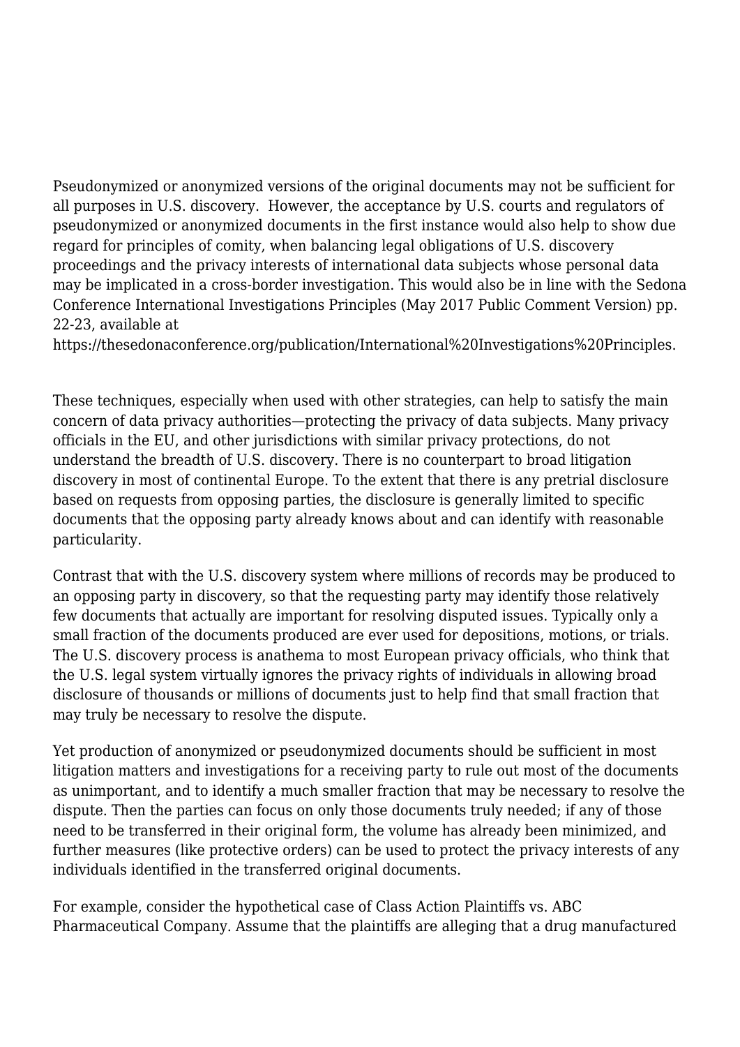Pseudonymized or anonymized versions of the original documents may not be sufficient for all purposes in U.S. discovery.  However, the acceptance by U.S. courts and regulators of pseudonymized or anonymized documents in the first instance would also help to show due regard for principles of comity, when balancing legal obligations of U.S. discovery proceedings and the privacy interests of international data subjects whose personal data may be implicated in a cross-border investigation. This would also be in line with the Sedona Conference International Investigations Principles (May 2017 Public Comment Version) pp. 22-23, available at https://thesedonaconference.org/publication/International%20Investigations%20Principles.

These techniques, especially when used with other strategies, can help to satisfy the main concern of data privacy authorities—protecting the privacy of data subjects. Many privacy officials in the EU, and other jurisdictions with similar privacy protections, do not understand the breadth of U.S. discovery. There is no counterpart to broad litigation discovery in most of continental Europe. To the extent that there is any pretrial disclosure based on requests from opposing parties, the disclosure is generally limited to specific documents that the opposing party already knows about and can identify with reasonable particularity.

Contrast that with the U.S. discovery system where millions of records may be produced to an opposing party in discovery, so that the requesting party may identify those relatively few documents that actually are important for resolving disputed issues. Typically only a small fraction of the documents produced are ever used for depositions, motions, or trials. The U.S. discovery process is anathema to most European privacy officials, who think that the U.S. legal system virtually ignores the privacy rights of individuals in allowing broad disclosure of thousands or millions of documents just to help find that small fraction that may truly be necessary to resolve the dispute.

Yet production of anonymized or pseudonymized documents should be sufficient in most litigation matters and investigations for a receiving party to rule out most of the documents as unimportant, and to identify a much smaller fraction that may be necessary to resolve the dispute. Then the parties can focus on only those documents truly needed; if any of those need to be transferred in their original form, the volume has already been minimized, and further measures (like protective orders) can be used to protect the privacy interests of any individuals identified in the transferred original documents.

For example, consider the hypothetical case of Class Action Plaintiffs vs. ABC Pharmaceutical Company. Assume that the plaintiffs are alleging that a drug manufactured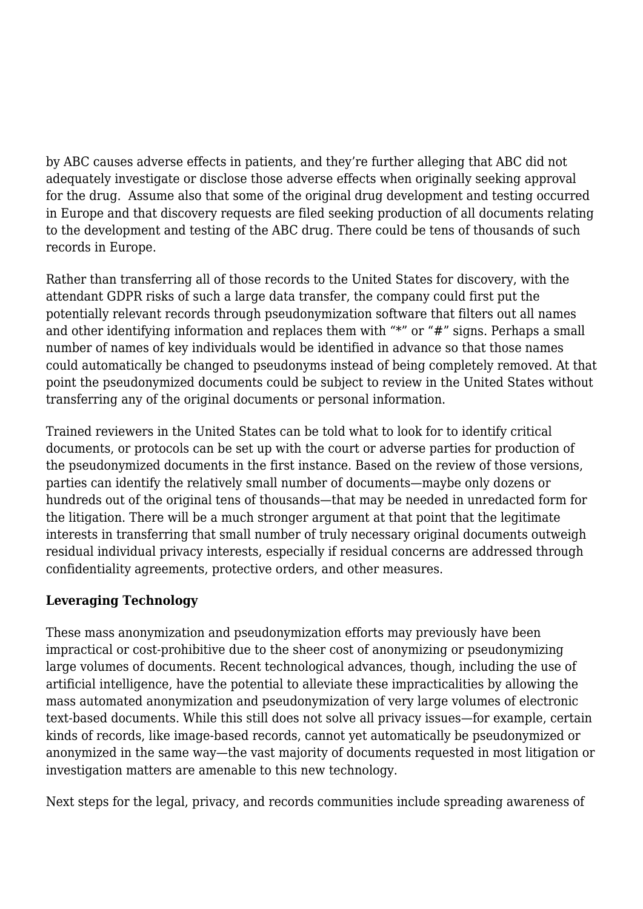by ABC causes adverse effects in patients, and they're further alleging that ABC did not adequately investigate or disclose those adverse effects when originally seeking approval for the drug.  Assume also that some of the original drug development and testing occurred in Europe and that discovery requests are filed seeking production of all documents relating to the development and testing of the ABC drug. There could be tens of thousands of such records in Europe.

Rather than transferring all of those records to the United States for discovery, with the attendant GDPR risks of such a large data transfer, the company could first put the potentially relevant records through pseudonymization software that filters out all names and other identifying information and replaces them with "*" or "#" signs. Perhaps a small number of names of key individuals would be identified in advance so that those names could automatically be changed to pseudonyms instead of being completely removed. At that point the pseudonymized documents could be subject to review in the United States without transferring any of the original documents or personal information.

Trained reviewers in the United States can be told what to look for to identify critical documents, or protocols can be set up with the court or adverse parties for production of the pseudonymized documents in the first instance. Based on the review of those versions, parties can identify the relatively small number of documents—maybe only dozens or hundreds out of the original tens of thousands—that may be needed in unredacted form for the litigation. There will be a much stronger argument at that point that the legitimate interests in transferring that small number of truly necessary original documents outweigh residual individual privacy interests, especially if residual concerns are addressed through confidentiality agreements, protective orders, and other measures.

**Leveraging Technology**

These mass anonymization and pseudonymization efforts may previously have been impractical or cost-prohibitive due to the sheer cost of anonymizing or pseudonymizing large volumes of documents. Recent technological advances, though, including the use of artificial intelligence, have the potential to alleviate these impracticalities by allowing the mass automated anonymization and pseudonymization of very large volumes of electronic text-based documents. While this still does not solve all privacy issues—for example, certain kinds of records, like image-based records, cannot yet automatically be pseudonymized or anonymized in the same way—the vast majority of documents requested in most litigation or investigation matters are amenable to this new technology.

Next steps for the legal, privacy, and records communities include spreading awareness of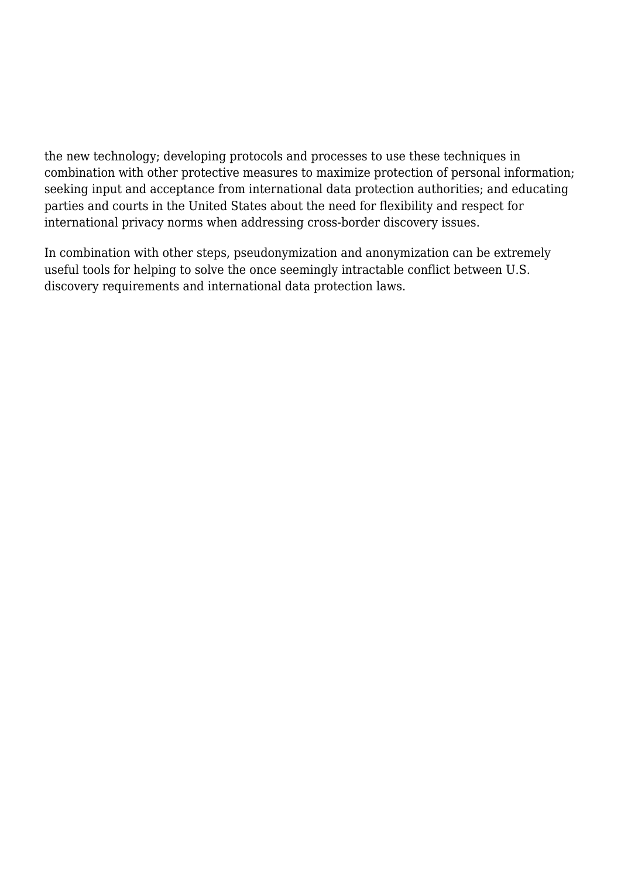the new technology; developing protocols and processes to use these techniques in combination with other protective measures to maximize protection of personal information; seeking input and acceptance from international data protection authorities; and educating parties and courts in the United States about the need for flexibility and respect for international privacy norms when addressing cross-border discovery issues.

In combination with other steps, pseudonymization and anonymization can be extremely useful tools for helping to solve the once seemingly intractable conflict between U.S. discovery requirements and international data protection laws.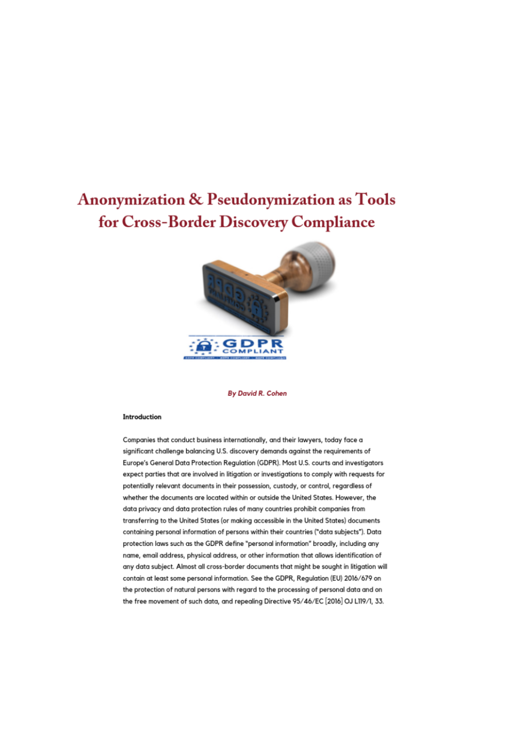# Anonymization & Pseudonymization as Tools for Cross-Border Discovery Compliance

*By David R. Cohen*

**Introduction**

Companies that conduct business internationally, and their lawyers, today face a significant challenge balancing U.S. discovery demands against the requirements of Europe's General Data Protection Regulation (GDPR). Most U.S. courts and investigators expect parties that are involved in litigation or investigations to comply with requests for potentially relevant documents in their possession, custody, or control, regardless of whether the documents are located within or outside the United States. However, the data privacy and data protection rules of many countries prohibit companies from transferring to the United States (or making accessible in the United States) documents containing personal information of persons within their countries ("data subjects"). Data protection laws such as the GDPR define "personal information" broadly, including any name, email address, physical address, or other information that allows identification of any data subject. Almost all cross-border documents that might be sought in litigation will contain at least some personal information. See the GDPR, Regulation (EU) 2016/679 on the protection of natural persons with regard to the processing of personal data and on the free movement of such data, and repealing Directive 95/46/EC [2016] OJ L119/1, 33.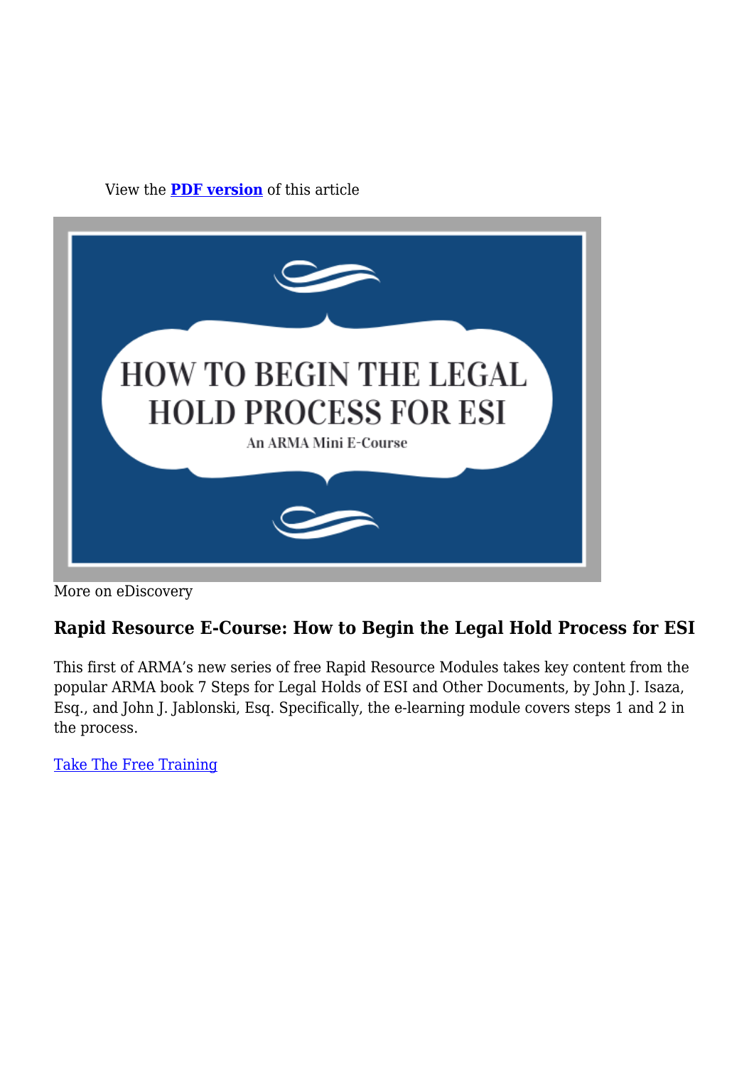View the **PDF version** of this article

HOW TO BEGIN THE LEGAL HOLD PROCESS FOR ESI

An ARMA Mini E-Course

More on eDiscovery

### Rapid Resource E-Course: How to Begin the Legal Hold Process for ESI

This first of ARMA's new series of free Rapid Resource Modules takes key content from the popular ARMA book 7 Steps for Legal Holds of ESI and Other Documents, by John J. Isaza, Esq., and John J. Jablonski, Esq. Specifically, the e-learning module covers steps 1 and 2 in the process.

Take The Free Training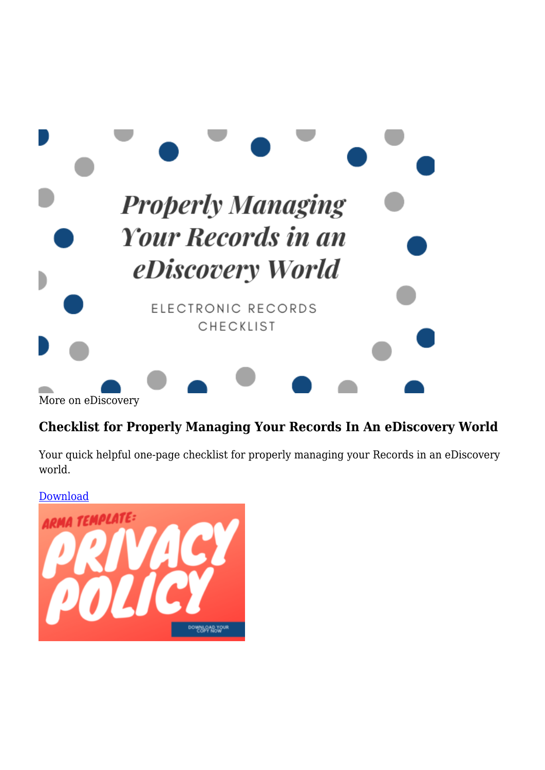More on eDiscovery

### Checklist for Properly Managing Your Records In An eDiscovery World

Your quick helpful one-page checklist for properly managing your Records in an eDiscovery world.

Download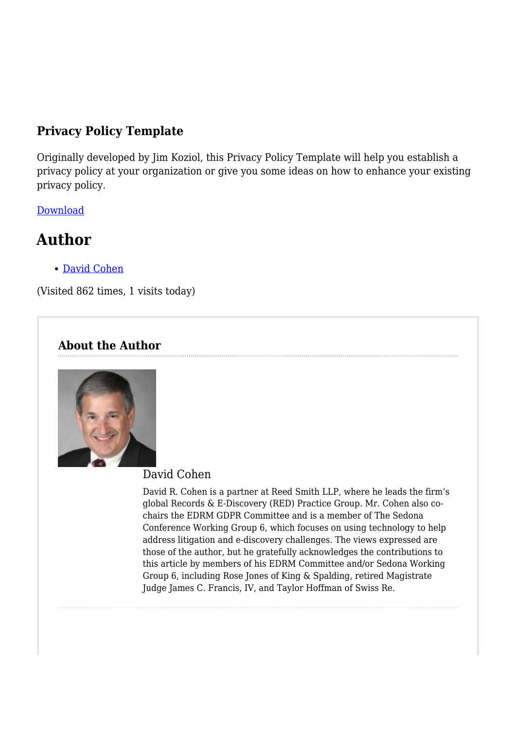### Privacy Policy Template

Originally developed by Jim Koziol, this Privacy Policy Template will help you establish a privacy policy at your organization or give you some ideas on how to enhance your existing privacy policy.

Download

## Author

- David Cohen

(Visited 862 times, 1 visits today)

#### About the Author

David Cohen

David R. Cohen is a partner at Reed Smith LLP, where he leads the firm's global Records & E-Discovery (RED) Practice Group. Mr. Cohen also co-chairs the EDRM GDPR Committee and is a member of The Sedona Conference Working Group 6, which focuses on using technology to help address litigation and e-discovery challenges. The views expressed are those of the author, but he gratefully acknowledges the contributions to this article by members of his EDRM Committee and/or Sedona Working Group 6, including Rose Jones of King & Spalding, retired Magistrate Judge James C. Francis, IV, and Taylor Hoffman of Swiss Re.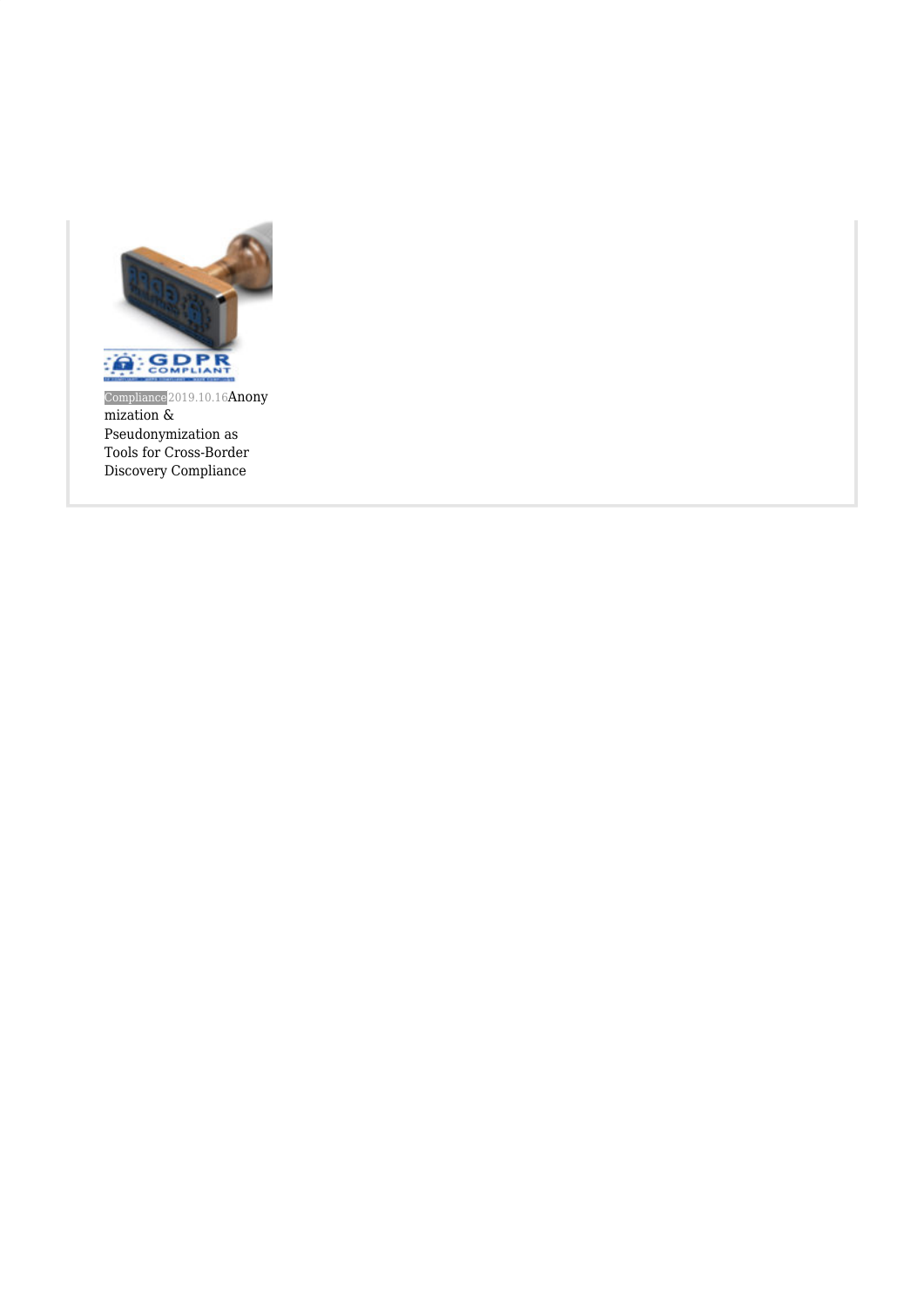Compliance 2019.10.16 Anonymization & Pseudonymization as Tools for Cross-Border Discovery Compliance